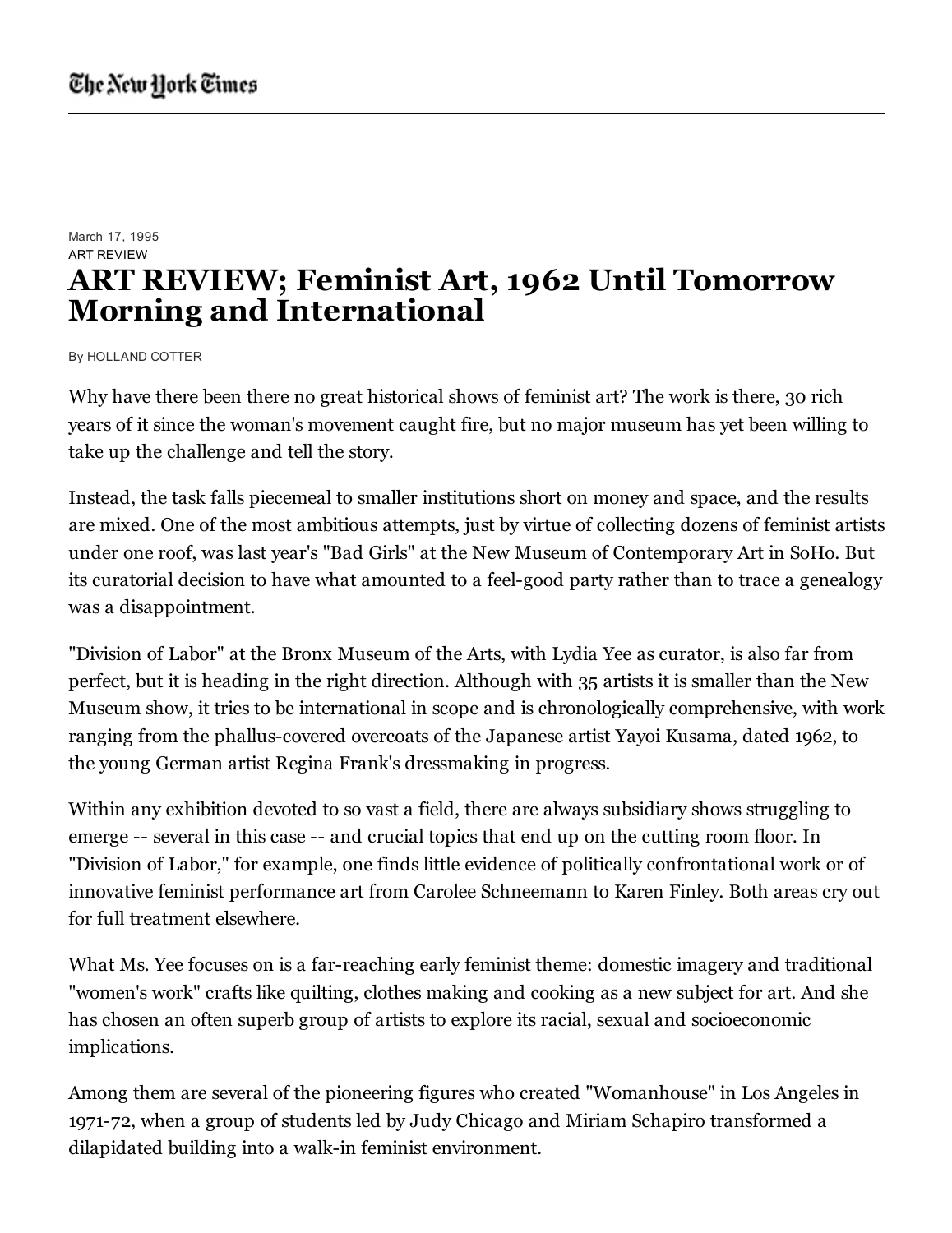March 17, 1995

ART REVIEW

# ART REVIEW; Feminist Art, 1962 Until Tomorrow Morning and International

By HOLLAND COTTER

Why have there been there no great historical shows of feminist art? The work is there, 30 rich years of it since the woman's movement caught fire, but no major museum has yet been willing to take up the challenge and tell the story.

Instead, the task falls piecemeal to smaller institutions short on money and space, and the results are mixed. One of the most ambitious attempts, just by virtue of collecting dozens of feminist artists under one roof, was last year's "Bad Girls" at the New Museum of Contemporary Art in SoHo. But its curatorial decision to have what amounted to a feel-good party rather than to trace a genealogy was a disappointment.

"Division of Labor" at the Bronx Museum of the Arts, with Lydia Yee as curator, is also far from perfect, but it is heading in the right direction. Although with 35 artists it is smaller than the New Museum show, it tries to be international in scope and is chronologically comprehensive, with work ranging from the phallus-covered overcoats of the Japanese artist Yayoi Kusama, dated 1962, to the young German artist Regina Frank's dressmaking in progress.

Within any exhibition devoted to so vast a field, there are always subsidiary shows struggling to emerge -- several in this case -- and crucial topics that end up on the cutting room floor. In "Division of Labor," for example, one finds little evidence of politically confrontational work or of innovative feminist performance art from Carolee Schneemann to Karen Finley. Both areas cry out for full treatment elsewhere.

What Ms. Yee focuses on is a far-reaching early feminist theme: domestic imagery and traditional "women's work" crafts like quilting, clothes making and cooking as a new subject for art. And she has chosen an often superb group of artists to explore its racial, sexual and socioeconomic implications.

Among them are several of the pioneering figures who created "Womanhouse" in Los Angeles in 1971-72, when a group of students led by Judy Chicago and Miriam Schapiro transformed a dilapidated building into a walk-in feminist environment.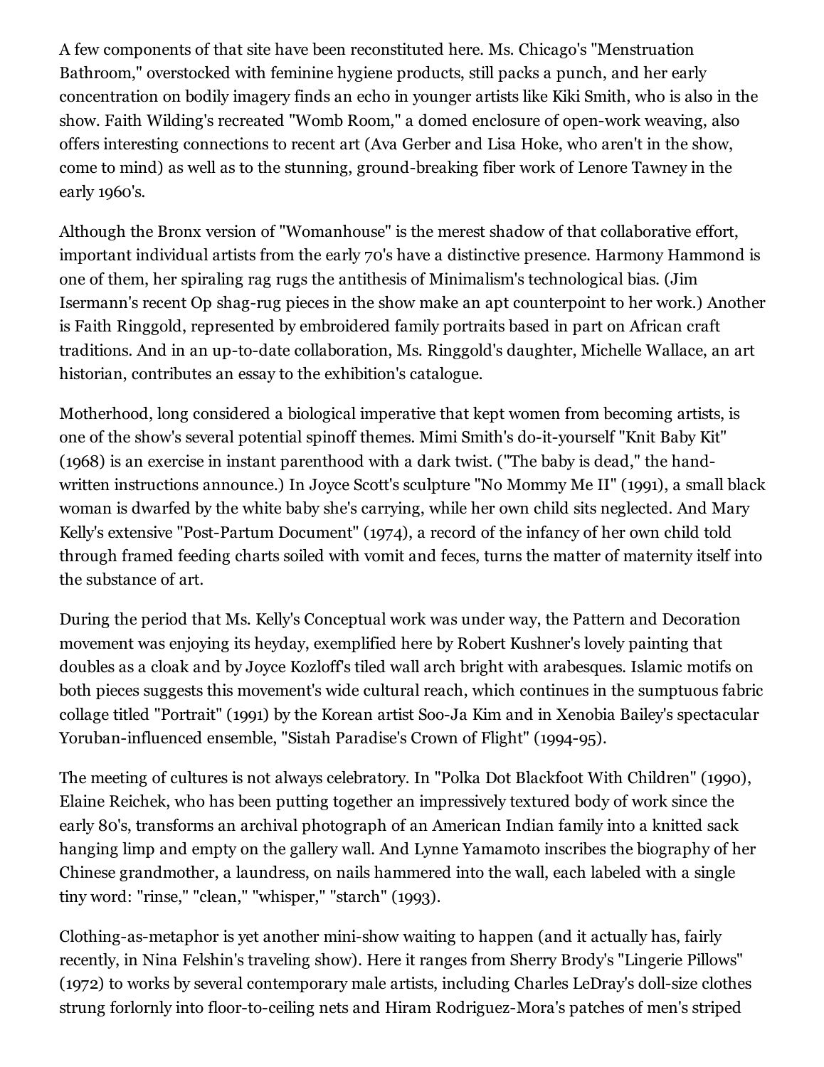A few components of that site have been reconstituted here. Ms. Chicago's "Menstruation Bathroom," overstocked with feminine hygiene products, still packs a punch, and her early concentration on bodily imagery finds an echo in younger artists like Kiki Smith, who is also in the show. Faith Wilding's recreated "Womb Room," a domed enclosure of open-work weaving, also offers interesting connections to recent art (Ava Gerber and Lisa Hoke, who aren't in the show, come to mind) as well as to the stunning, ground-breaking fiber work of Lenore Tawney in the early 1960's.

Although the Bronx version of "Womanhouse" is the merest shadow of that collaborative effort, important individual artists from the early 70's have a distinctive presence. Harmony Hammond is one of them, her spiraling rag rugs the antithesis of Minimalism's technological bias. (Jim Isermann's recent Op shag-rug pieces in the show make an apt counterpoint to her work.) Another is Faith Ringgold, represented by embroidered family portraits based in part on African craft traditions. And in an up-to-date collaboration, Ms. Ringgold's daughter, Michelle Wallace, an art historian, contributes an essay to the exhibition's catalogue.

Motherhood, long considered a biological imperative that kept women from becoming artists, is one of the show's several potential spinoff themes. Mimi Smith's do-it-yourself "Knit Baby Kit" (1968) is an exercise in instant parenthood with a dark twist. ("The baby is dead," the hand-written instructions announce.) In Joyce Scott's sculpture "No Mommy Me II" (1991), a small black woman is dwarfed by the white baby she's carrying, while her own child sits neglected. And Mary Kelly's extensive "Post-Partum Document" (1974), a record of the infancy of her own child told through framed feeding charts soiled with vomit and feces, turns the matter of maternity itself into the substance of art.

During the period that Ms. Kelly's Conceptual work was under way, the Pattern and Decoration movement was enjoying its heyday, exemplified here by Robert Kushner's lovely painting that doubles as a cloak and by Joyce Kozloff's tiled wall arch bright with arabesques. Islamic motifs on both pieces suggests this movement's wide cultural reach, which continues in the sumptuous fabric collage titled "Portrait" (1991) by the Korean artist Soo-Ja Kim and in Xenobia Bailey's spectacular Yoruban-influenced ensemble, "Sistah Paradise's Crown of Flight" (1994-95).

The meeting of cultures is not always celebratory. In "Polka Dot Blackfoot With Children" (1990), Elaine Reichek, who has been putting together an impressively textured body of work since the early 80's, transforms an archival photograph of an American Indian family into a knitted sack hanging limp and empty on the gallery wall. And Lynne Yamamoto inscribes the biography of her Chinese grandmother, a laundress, on nails hammered into the wall, each labeled with a single tiny word: "rinse," "clean," "whisper," "starch" (1993).

Clothing-as-metaphor is yet another mini-show waiting to happen (and it actually has, fairly recently, in Nina Felshin's traveling show). Here it ranges from Sherry Brody's "Lingerie Pillows" (1972) to works by several contemporary male artists, including Charles LeDray's doll-size clothes strung forlornly into floor-to-ceiling nets and Hiram Rodriguez-Mora's patches of men's striped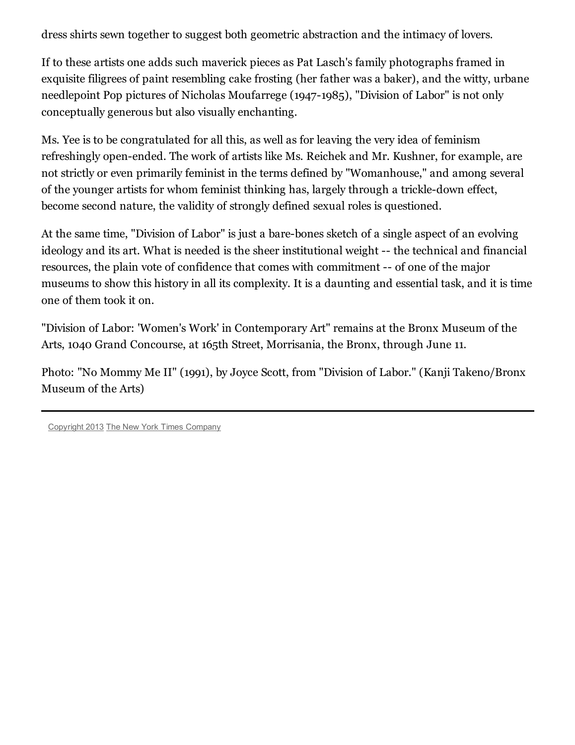dress shirts sewn together to suggest both geometric abstraction and the intimacy of lovers.

If to these artists one adds such maverick pieces as Pat Lasch's family photographs framed in exquisite filigrees of paint resembling cake frosting (her father was a baker), and the witty, urbane needlepoint Pop pictures of Nicholas Moufarrege (1947-1985), "Division of Labor" is not only conceptually generous but also visually enchanting.

Ms. Yee is to be congratulated for all this, as well as for leaving the very idea of feminism refreshingly open-ended. The work of artists like Ms. Reichek and Mr. Kushner, for example, are not strictly or even primarily feminist in the terms defined by "Womanhouse," and among several of the younger artists for whom feminist thinking has, largely through a trickle-down effect, become second nature, the validity of strongly defined sexual roles is questioned.

At the same time, "Division of Labor" is just a bare-bones sketch of a single aspect of an evolving ideology and its art. What is needed is the sheer institutional weight -- the technical and financial resources, the plain vote of confidence that comes with commitment -- of one of the major museums to show this history in all its complexity. It is a daunting and essential task, and it is time one of them took it on.

"Division of Labor: 'Women's Work' in Contemporary Art" remains at the Bronx Museum of the Arts, 1040 Grand Concourse, at 165th Street, Morrisania, the Bronx, through June 11.

Photo: "No Mommy Me II" (1991), by Joyce Scott, from "Division of Labor." (Kanji Takeno/Bronx Museum of the Arts)

---

Copyright 2013 The New York Times Company